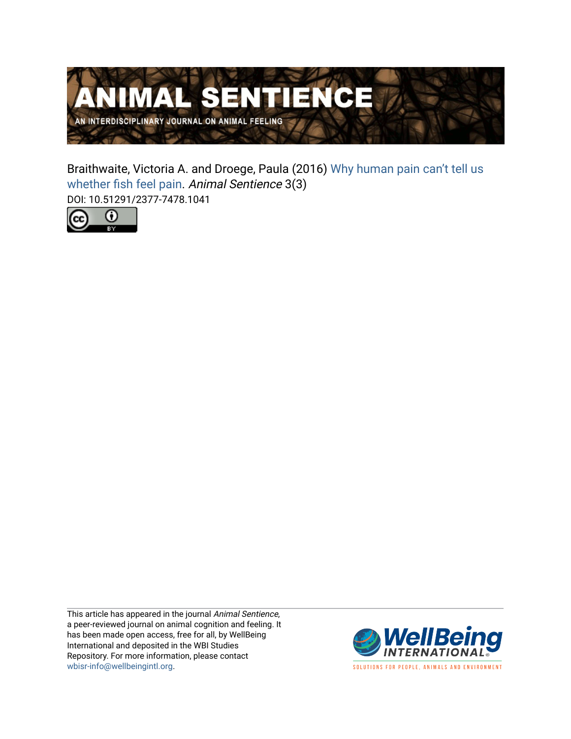# ANIMAL SENTIENCE

AN INTERDISCIPLINARY JOURNAL ON ANIMAL FEELING

Braithwaite, Victoria A. and Droege, Paula (2016) Why human pain can't tell us whether fish feel pain. *Animal Sentience* 3(3)

DOI: 10.51291/2377-7478.1041

This article has appeared in the journal *Animal Sentience*, a peer-reviewed journal on animal cognition and feeling. It has been made open access, free for all, by WellBeing International and deposited in the WBI Studies Repository. For more information, please contact wbisr-info@wellbeingintl.org.

WellBeing INTERNATIONAL

SOLUTIONS FOR PEOPLE, ANIMALS AND ENVIRONMENT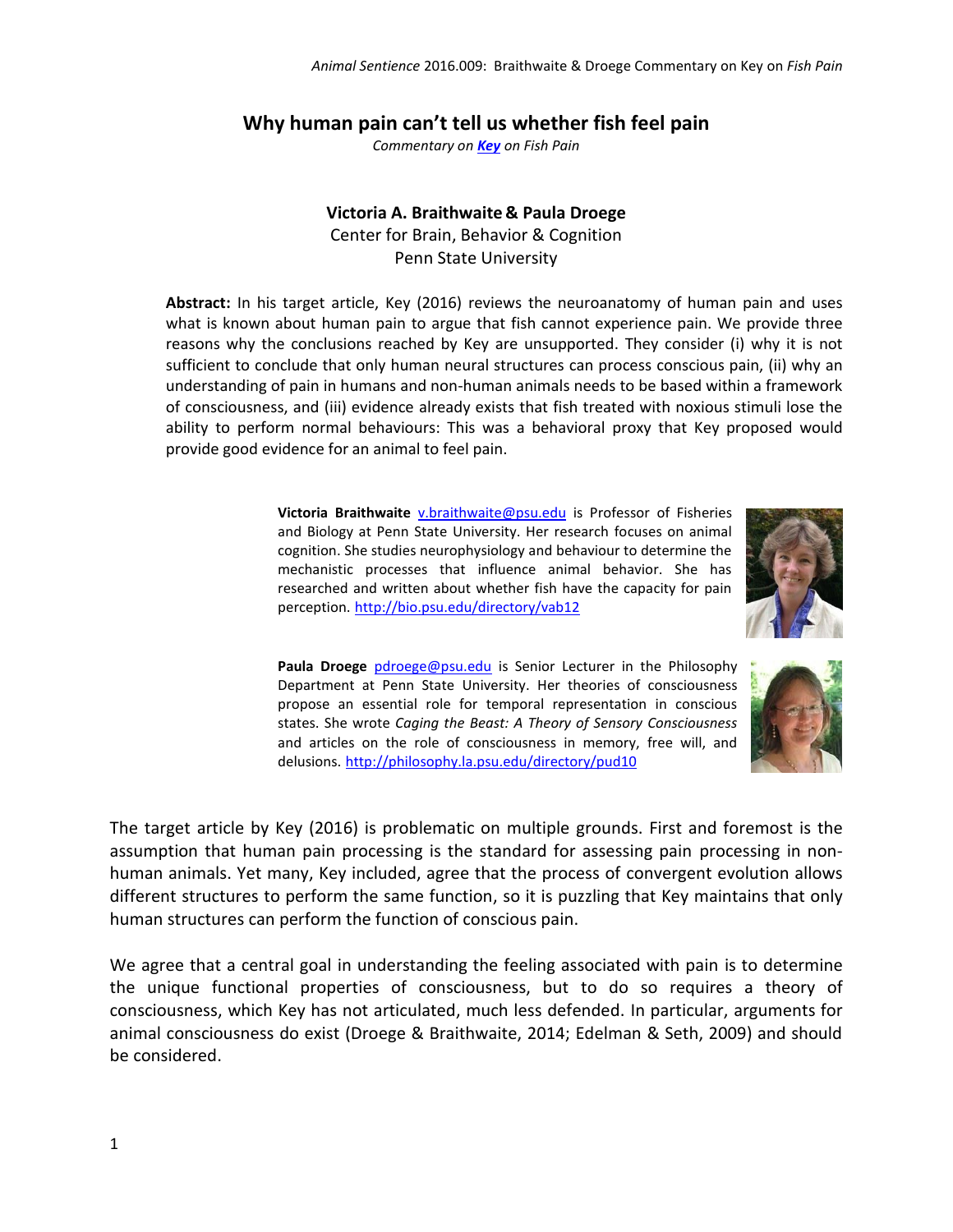# Why human pain can't tell us whether fish feel pain

*Commentary on* ***Key*** *on Fish Pain*

**Victoria A. Braithwaite & Paula Droege**
Center for Brain, Behavior & Cognition
Penn State University

**Abstract:** In his target article, Key (2016) reviews the neuroanatomy of human pain and uses what is known about human pain to argue that fish cannot experience pain. We provide three reasons why the conclusions reached by Key are unsupported. They consider (i) why it is not sufficient to conclude that only human neural structures can process conscious pain, (ii) why an understanding of pain in humans and non-human animals needs to be based within a framework of consciousness, and (iii) evidence already exists that fish treated with noxious stimuli lose the ability to perform normal behaviours: This was a behavioral proxy that Key proposed would provide good evidence for an animal to feel pain.

**Victoria Braithwaite** v.braithwaite@psu.edu is Professor of Fisheries and Biology at Penn State University. Her research focuses on animal cognition. She studies neurophysiology and behaviour to determine the mechanistic processes that influence animal behavior. She has researched and written about whether fish have the capacity for pain perception. http://bio.psu.edu/directory/vab12

**Paula Droege** pdroege@psu.edu is Senior Lecturer in the Philosophy Department at Penn State University. Her theories of consciousness propose an essential role for temporal representation in conscious states. She wrote *Caging the Beast: A Theory of Sensory Consciousness* and articles on the role of consciousness in memory, free will, and delusions. http://philosophy.la.psu.edu/directory/pud10

The target article by Key (2016) is problematic on multiple grounds. First and foremost is the assumption that human pain processing is the standard for assessing pain processing in non-human animals. Yet many, Key included, agree that the process of convergent evolution allows different structures to perform the same function, so it is puzzling that Key maintains that only human structures can perform the function of conscious pain.

We agree that a central goal in understanding the feeling associated with pain is to determine the unique functional properties of consciousness, but to do so requires a theory of consciousness, which Key has not articulated, much less defended. In particular, arguments for animal consciousness do exist (Droege & Braithwaite, 2014; Edelman & Seth, 2009) and should be considered.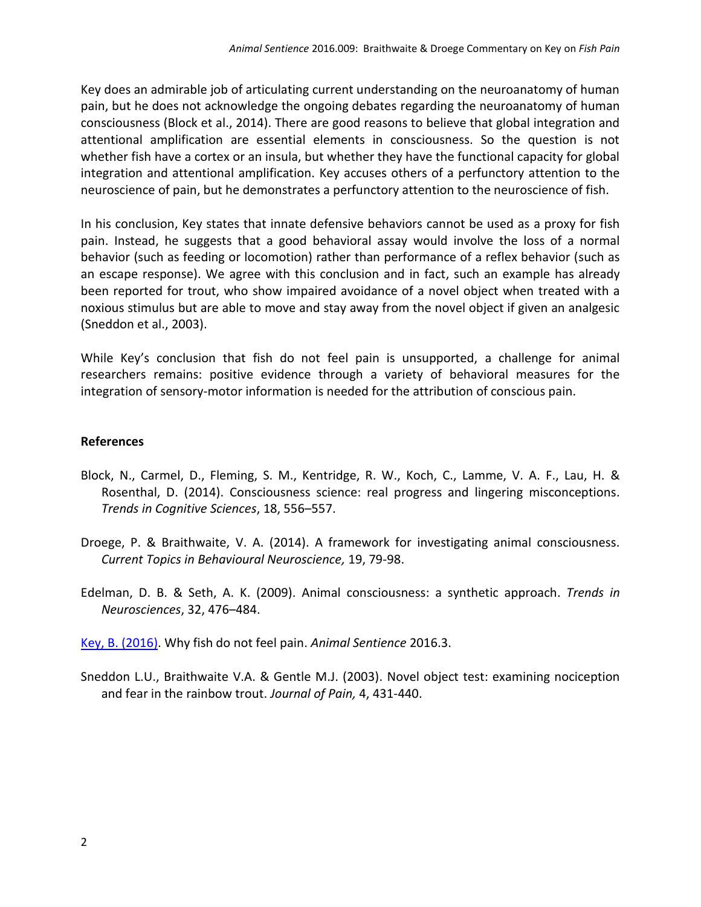Key does an admirable job of articulating current understanding on the neuroanatomy of human pain, but he does not acknowledge the ongoing debates regarding the neuroanatomy of human consciousness (Block et al., 2014). There are good reasons to believe that global integration and attentional amplification are essential elements in consciousness. So the question is not whether fish have a cortex or an insula, but whether they have the functional capacity for global integration and attentional amplification. Key accuses others of a perfunctory attention to the neuroscience of pain, but he demonstrates a perfunctory attention to the neuroscience of fish.

In his conclusion, Key states that innate defensive behaviors cannot be used as a proxy for fish pain. Instead, he suggests that a good behavioral assay would involve the loss of a normal behavior (such as feeding or locomotion) rather than performance of a reflex behavior (such as an escape response). We agree with this conclusion and in fact, such an example has already been reported for trout, who show impaired avoidance of a novel object when treated with a noxious stimulus but are able to move and stay away from the novel object if given an analgesic (Sneddon et al., 2003).

While Key's conclusion that fish do not feel pain is unsupported, a challenge for animal researchers remains: positive evidence through a variety of behavioral measures for the integration of sensory-motor information is needed for the attribution of conscious pain.

## References

Block, N., Carmel, D., Fleming, S. M., Kentridge, R. W., Koch, C., Lamme, V. A. F., Lau, H. & Rosenthal, D. (2014). Consciousness science: real progress and lingering misconceptions. *Trends in Cognitive Sciences*, 18, 556–557.

Droege, P. & Braithwaite, V. A. (2014). A framework for investigating animal consciousness. *Current Topics in Behavioural Neuroscience,* 19, 79-98.

Edelman, D. B. & Seth, A. K. (2009). Animal consciousness: a synthetic approach. *Trends in Neurosciences*, 32, 476–484.

Key, B. (2016). Why fish do not feel pain. *Animal Sentience* 2016.3.

Sneddon L.U., Braithwaite V.A. & Gentle M.J. (2003). Novel object test: examining nociception and fear in the rainbow trout. *Journal of Pain,* 4, 431-440.